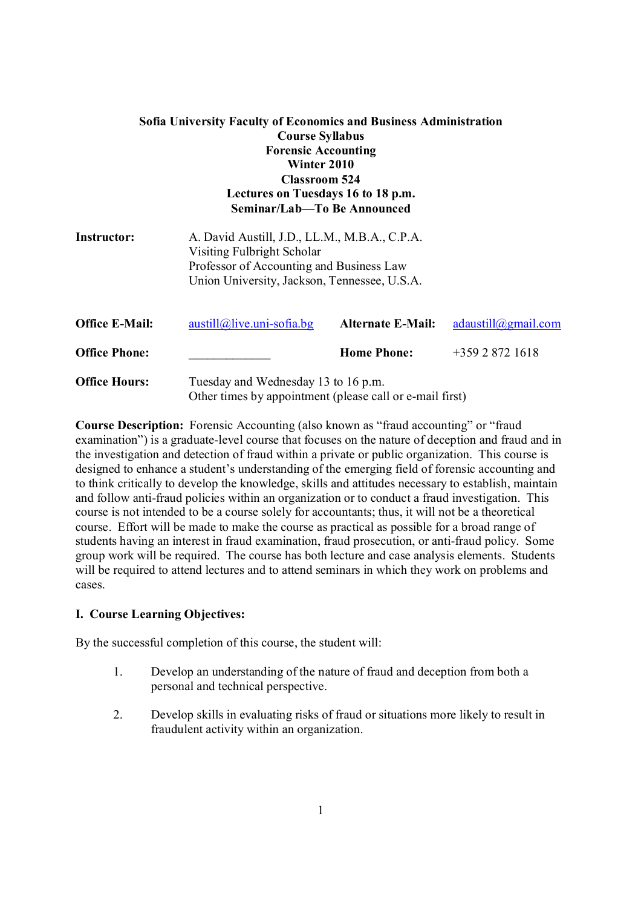**Sofia University Faculty of Economics and Business Administration**
**Course Syllabus**
**Forensic Accounting**
**Winter 2010**
**Classroom 524**
**Lectures on Tuesdays 16 to 18 p.m.**
**Seminar/Lab—To Be Announced**

| | | | |
|---|---|---|---|
| **Instructor:** | A. David Austill, J.D., LL.M., M.B.A., C.P.A.<br>Visiting Fulbright Scholar<br>Professor of Accounting and Business Law<br>Union University, Jackson, Tennessee, U.S.A. | | |
| **Office E-Mail:** | austill@live.uni-sofia.bg | **Alternate E-Mail:** | adaustill@gmail.com |
| **Office Phone:** | _____________ | **Home Phone:** | +359 2 872 1618 |
| **Office Hours:** | Tuesday and Wednesday 13 to 16 p.m.<br>Other times by appointment (please call or e-mail first) | | |

**Course Description:** Forensic Accounting (also known as "fraud accounting" or "fraud examination") is a graduate-level course that focuses on the nature of deception and fraud and in the investigation and detection of fraud within a private or public organization. This course is designed to enhance a student's understanding of the emerging field of forensic accounting and to think critically to develop the knowledge, skills and attitudes necessary to establish, maintain and follow anti-fraud policies within an organization or to conduct a fraud investigation. This course is not intended to be a course solely for accountants; thus, it will not be a theoretical course. Effort will be made to make the course as practical as possible for a broad range of students having an interest in fraud examination, fraud prosecution, or anti-fraud policy. Some group work will be required. The course has both lecture and case analysis elements. Students will be required to attend lectures and to attend seminars in which they work on problems and cases.

## I. Course Learning Objectives:

By the successful completion of this course, the student will:

1. Develop an understanding of the nature of fraud and deception from both a personal and technical perspective.
2. Develop skills in evaluating risks of fraud or situations more likely to result in fraudulent activity within an organization.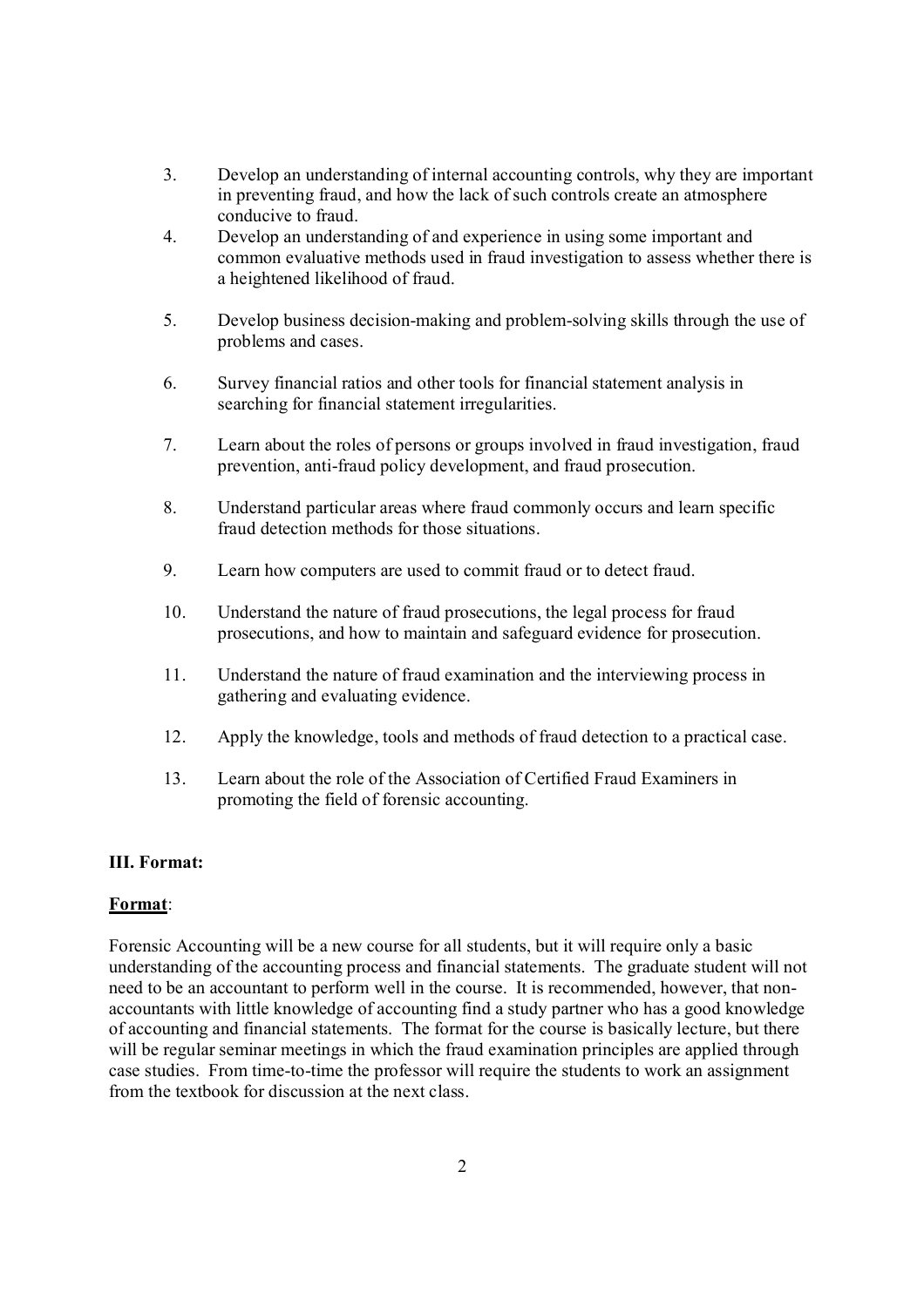3. Develop an understanding of internal accounting controls, why they are important in preventing fraud, and how the lack of such controls create an atmosphere conducive to fraud.
4. Develop an understanding of and experience in using some important and common evaluative methods used in fraud investigation to assess whether there is a heightened likelihood of fraud.
5. Develop business decision-making and problem-solving skills through the use of problems and cases.
6. Survey financial ratios and other tools for financial statement analysis in searching for financial statement irregularities.
7. Learn about the roles of persons or groups involved in fraud investigation, fraud prevention, anti-fraud policy development, and fraud prosecution.
8. Understand particular areas where fraud commonly occurs and learn specific fraud detection methods for those situations.
9. Learn how computers are used to commit fraud or to detect fraud.
10. Understand the nature of fraud prosecutions, the legal process for fraud prosecutions, and how to maintain and safeguard evidence for prosecution.
11. Understand the nature of fraud examination and the interviewing process in gathering and evaluating evidence.
12. Apply the knowledge, tools and methods of fraud detection to a practical case.
13. Learn about the role of the Association of Certified Fraud Examiners in promoting the field of forensic accounting.

**III. Format:**

**<u>Format</u>**:

Forensic Accounting will be a new course for all students, but it will require only a basic understanding of the accounting process and financial statements. The graduate student will not need to be an accountant to perform well in the course. It is recommended, however, that non-accountants with little knowledge of accounting find a study partner who has a good knowledge of accounting and financial statements. The format for the course is basically lecture, but there will be regular seminar meetings in which the fraud examination principles are applied through case studies. From time-to-time the professor will require the students to work an assignment from the textbook for discussion at the next class.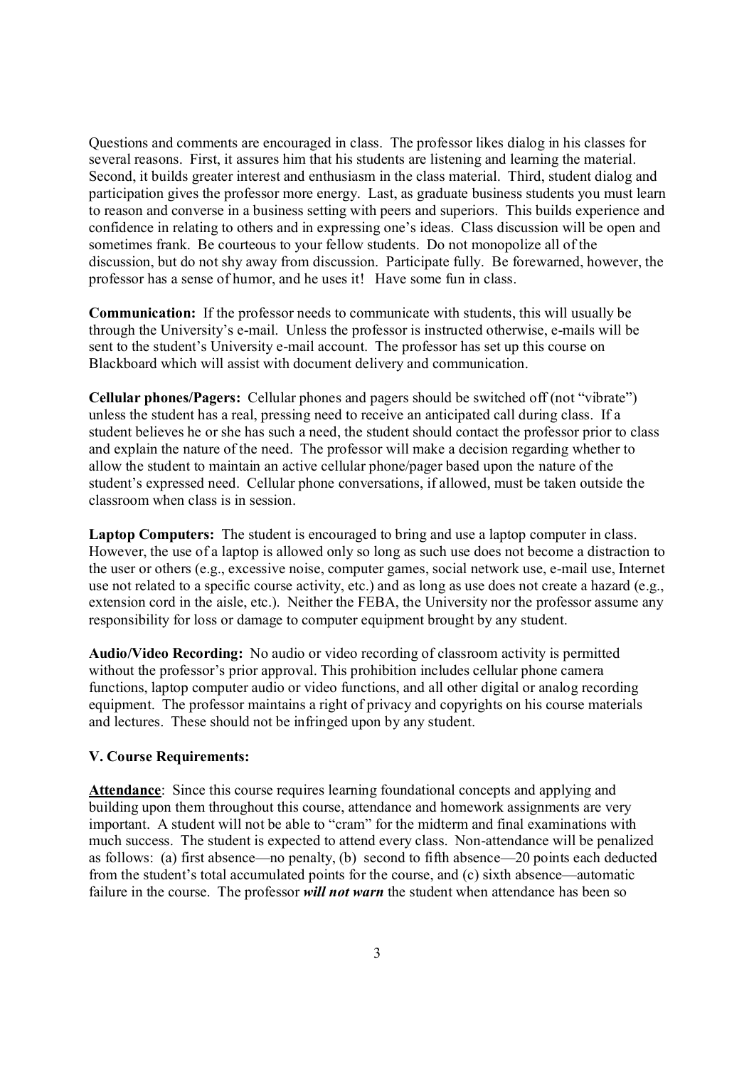Questions and comments are encouraged in class. The professor likes dialog in his classes for several reasons. First, it assures him that his students are listening and learning the material. Second, it builds greater interest and enthusiasm in the class material. Third, student dialog and participation gives the professor more energy. Last, as graduate business students you must learn to reason and converse in a business setting with peers and superiors. This builds experience and confidence in relating to others and in expressing one's ideas. Class discussion will be open and sometimes frank. Be courteous to your fellow students. Do not monopolize all of the discussion, but do not shy away from discussion. Participate fully. Be forewarned, however, the professor has a sense of humor, and he uses it! Have some fun in class.

**Communication:** If the professor needs to communicate with students, this will usually be through the University's e-mail. Unless the professor is instructed otherwise, e-mails will be sent to the student's University e-mail account. The professor has set up this course on Blackboard which will assist with document delivery and communication.

**Cellular phones/Pagers:** Cellular phones and pagers should be switched off (not "vibrate") unless the student has a real, pressing need to receive an anticipated call during class. If a student believes he or she has such a need, the student should contact the professor prior to class and explain the nature of the need. The professor will make a decision regarding whether to allow the student to maintain an active cellular phone/pager based upon the nature of the student's expressed need. Cellular phone conversations, if allowed, must be taken outside the classroom when class is in session.

**Laptop Computers:** The student is encouraged to bring and use a laptop computer in class. However, the use of a laptop is allowed only so long as such use does not become a distraction to the user or others (e.g., excessive noise, computer games, social network use, e-mail use, Internet use not related to a specific course activity, etc.) and as long as use does not create a hazard (e.g., extension cord in the aisle, etc.). Neither the FEBA, the University nor the professor assume any responsibility for loss or damage to computer equipment brought by any student.

**Audio/Video Recording:** No audio or video recording of classroom activity is permitted without the professor's prior approval. This prohibition includes cellular phone camera functions, laptop computer audio or video functions, and all other digital or analog recording equipment. The professor maintains a right of privacy and copyrights on his course materials and lectures. These should not be infringed upon by any student.

### V. Course Requirements:

**Attendance**: Since this course requires learning foundational concepts and applying and building upon them throughout this course, attendance and homework assignments are very important. A student will not be able to "cram" for the midterm and final examinations with much success. The student is expected to attend every class. Non-attendance will be penalized as follows: (a) first absence—no penalty, (b) second to fifth absence—20 points each deducted from the student's total accumulated points for the course, and (c) sixth absence—automatic failure in the course. The professor ***will not warn*** the student when attendance has been so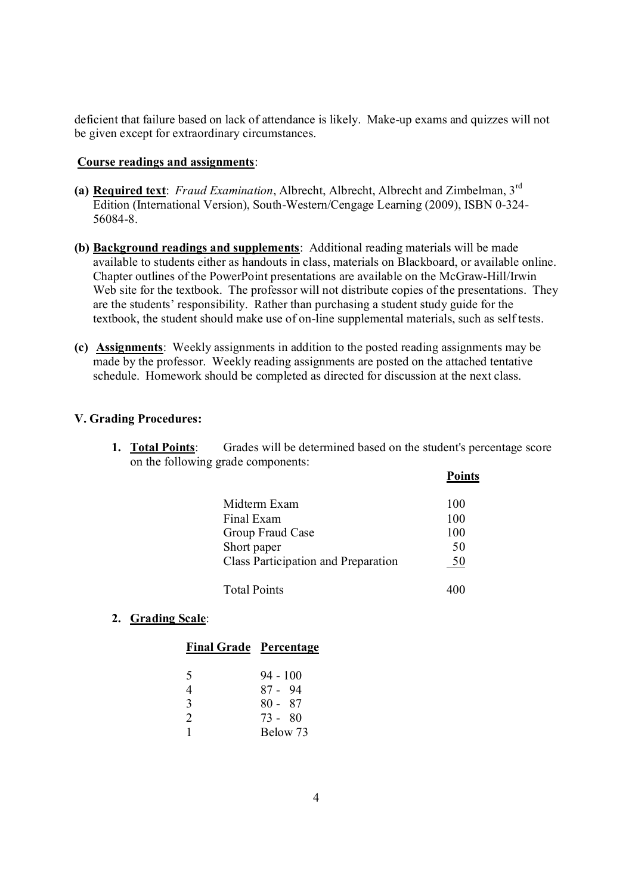deficient that failure based on lack of attendance is likely. Make-up exams and quizzes will not be given except for extraordinary circumstances.

**Course readings and assignments**:

**(a) Required text**: *Fraud Examination*, Albrecht, Albrecht, Albrecht and Zimbelman, 3rd Edition (International Version), South-Western/Cengage Learning (2009), ISBN 0-324-56084-8.

**(b) Background readings and supplements**: Additional reading materials will be made available to students either as handouts in class, materials on Blackboard, or available online. Chapter outlines of the PowerPoint presentations are available on the McGraw-Hill/Irwin Web site for the textbook. The professor will not distribute copies of the presentations. They are the students' responsibility. Rather than purchasing a student study guide for the textbook, the student should make use of on-line supplemental materials, such as self tests.

**(c) Assignments**: Weekly assignments in addition to the posted reading assignments may be made by the professor. Weekly reading assignments are posted on the attached tentative schedule. Homework should be completed as directed for discussion at the next class.

## V. Grading Procedures:

1. **Total Points**: Grades will be determined based on the student's percentage score on the following grade components:

| | Points |
|---|---|
| Midterm Exam | 100 |
| Final Exam | 100 |
| Group Fraud Case | 100 |
| Short paper | 50 |
| Class Participation and Preparation | 50 |
| Total Points | 400 |

2. **Grading Scale**:

| Final Grade | Percentage |
|---|---|
| 5 | 94 - 100 |
| 4 | 87 - 94 |
| 3 | 80 - 87 |
| 2 | 73 - 80 |
| 1 | Below 73 |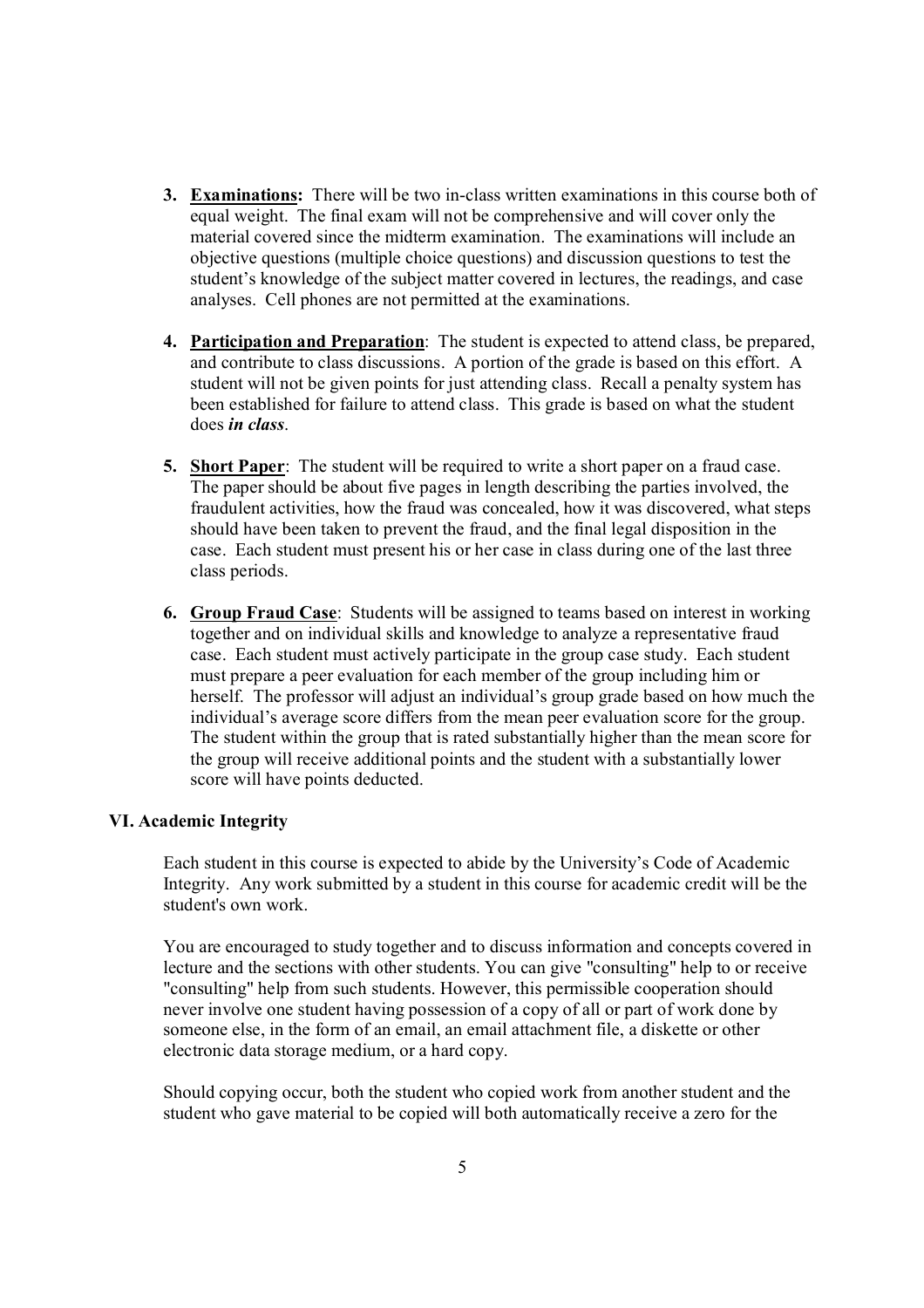3. **<u>Examinations:</u>** There will be two in-class written examinations in this course both of equal weight. The final exam will not be comprehensive and will cover only the material covered since the midterm examination. The examinations will include an objective questions (multiple choice questions) and discussion questions to test the student's knowledge of the subject matter covered in lectures, the readings, and case analyses. Cell phones are not permitted at the examinations.

4. **<u>Participation and Preparation</u>**: The student is expected to attend class, be prepared, and contribute to class discussions. A portion of the grade is based on this effort. A student will not be given points for just attending class. Recall a penalty system has been established for failure to attend class. This grade is based on what the student does ***in class***.

5. **<u>Short Paper</u>**: The student will be required to write a short paper on a fraud case. The paper should be about five pages in length describing the parties involved, the fraudulent activities, how the fraud was concealed, how it was discovered, what steps should have been taken to prevent the fraud, and the final legal disposition in the case. Each student must present his or her case in class during one of the last three class periods.

6. **<u>Group Fraud Case</u>**: Students will be assigned to teams based on interest in working together and on individual skills and knowledge to analyze a representative fraud case. Each student must actively participate in the group case study. Each student must prepare a peer evaluation for each member of the group including him or herself. The professor will adjust an individual's group grade based on how much the individual's average score differs from the mean peer evaluation score for the group. The student within the group that is rated substantially higher than the mean score for the group will receive additional points and the student with a substantially lower score will have points deducted.

## VI. Academic Integrity

Each student in this course is expected to abide by the University's Code of Academic Integrity. Any work submitted by a student in this course for academic credit will be the student's own work.

You are encouraged to study together and to discuss information and concepts covered in lecture and the sections with other students. You can give "consulting" help to or receive "consulting" help from such students. However, this permissible cooperation should never involve one student having possession of a copy of all or part of work done by someone else, in the form of an email, an email attachment file, a diskette or other electronic data storage medium, or a hard copy.

Should copying occur, both the student who copied work from another student and the student who gave material to be copied will both automatically receive a zero for the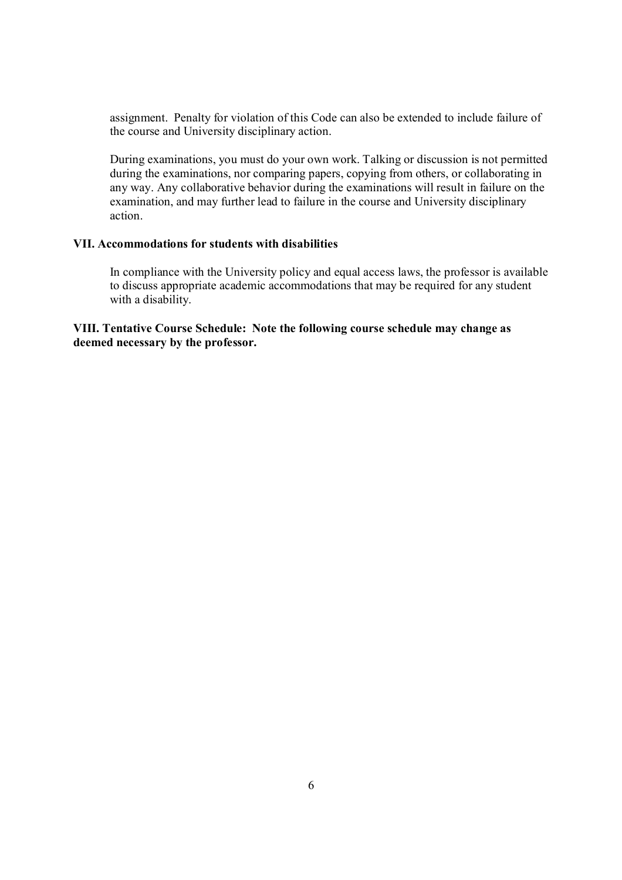assignment. Penalty for violation of this Code can also be extended to include failure of the course and University disciplinary action.

During examinations, you must do your own work. Talking or discussion is not permitted during the examinations, nor comparing papers, copying from others, or collaborating in any way. Any collaborative behavior during the examinations will result in failure on the examination, and may further lead to failure in the course and University disciplinary action.

## VII. Accommodations for students with disabilities

In compliance with the University policy and equal access laws, the professor is available to discuss appropriate academic accommodations that may be required for any student with a disability.

## VIII. Tentative Course Schedule: Note the following course schedule may change as deemed necessary by the professor.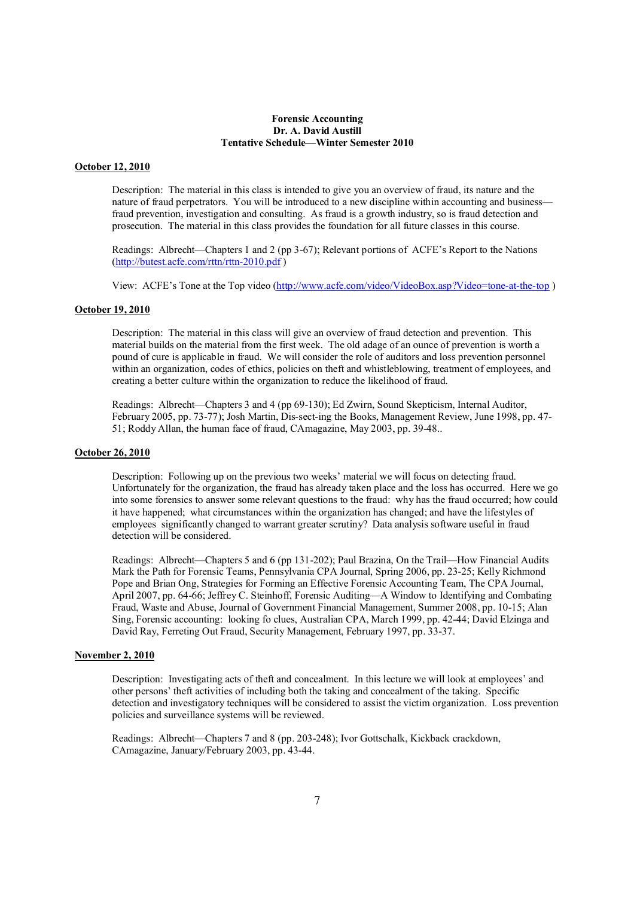**Forensic Accounting**
**Dr. A. David Austill**
**Tentative Schedule—Winter Semester 2010**

**October 12, 2010**

Description: The material in this class is intended to give you an overview of fraud, its nature and the nature of fraud perpetrators. You will be introduced to a new discipline within accounting and business—fraud prevention, investigation and consulting. As fraud is a growth industry, so is fraud detection and prosecution. The material in this class provides the foundation for all future classes in this course.

Readings: Albrecht—Chapters 1 and 2 (pp 3-67); Relevant portions of ACFE's Report to the Nations (http://butest.acfe.com/rttn/rttn-2010.pdf )

View: ACFE's Tone at the Top video (http://www.acfe.com/video/VideoBox.asp?Video=tone-at-the-top )

**October 19, 2010**

Description: The material in this class will give an overview of fraud detection and prevention. This material builds on the material from the first week. The old adage of an ounce of prevention is worth a pound of cure is applicable in fraud. We will consider the role of auditors and loss prevention personnel within an organization, codes of ethics, policies on theft and whistleblowing, treatment of employees, and creating a better culture within the organization to reduce the likelihood of fraud.

Readings: Albrecht—Chapters 3 and 4 (pp 69-130); Ed Zwirn, Sound Skepticism, Internal Auditor, February 2005, pp. 73-77); Josh Martin, Dis-sect-ing the Books, Management Review, June 1998, pp. 47-51; Roddy Allan, the human face of fraud, CAmagazine, May 2003, pp. 39-48..

**October 26, 2010**

Description: Following up on the previous two weeks' material we will focus on detecting fraud. Unfortunately for the organization, the fraud has already taken place and the loss has occurred. Here we go into some forensics to answer some relevant questions to the fraud: why has the fraud occurred; how could it have happened; what circumstances within the organization has changed; and have the lifestyles of employees significantly changed to warrant greater scrutiny? Data analysis software useful in fraud detection will be considered.

Readings: Albrecht—Chapters 5 and 6 (pp 131-202); Paul Brazina, On the Trail—How Financial Audits Mark the Path for Forensic Teams, Pennsylvania CPA Journal, Spring 2006, pp. 23-25; Kelly Richmond Pope and Brian Ong, Strategies for Forming an Effective Forensic Accounting Team, The CPA Journal, April 2007, pp. 64-66; Jeffrey C. Steinhoff, Forensic Auditing—A Window to Identifying and Combating Fraud, Waste and Abuse, Journal of Government Financial Management, Summer 2008, pp. 10-15; Alan Sing, Forensic accounting: looking fo clues, Australian CPA, March 1999, pp. 42-44; David Elzinga and David Ray, Ferreting Out Fraud, Security Management, February 1997, pp. 33-37.

**November 2, 2010**

Description: Investigating acts of theft and concealment. In this lecture we will look at employees' and other persons' theft activities of including both the taking and concealment of the taking. Specific detection and investigatory techniques will be considered to assist the victim organization. Loss prevention policies and surveillance systems will be reviewed.

Readings: Albrecht—Chapters 7 and 8 (pp. 203-248); Ivor Gottschalk, Kickback crackdown, CAmagazine, January/February 2003, pp. 43-44.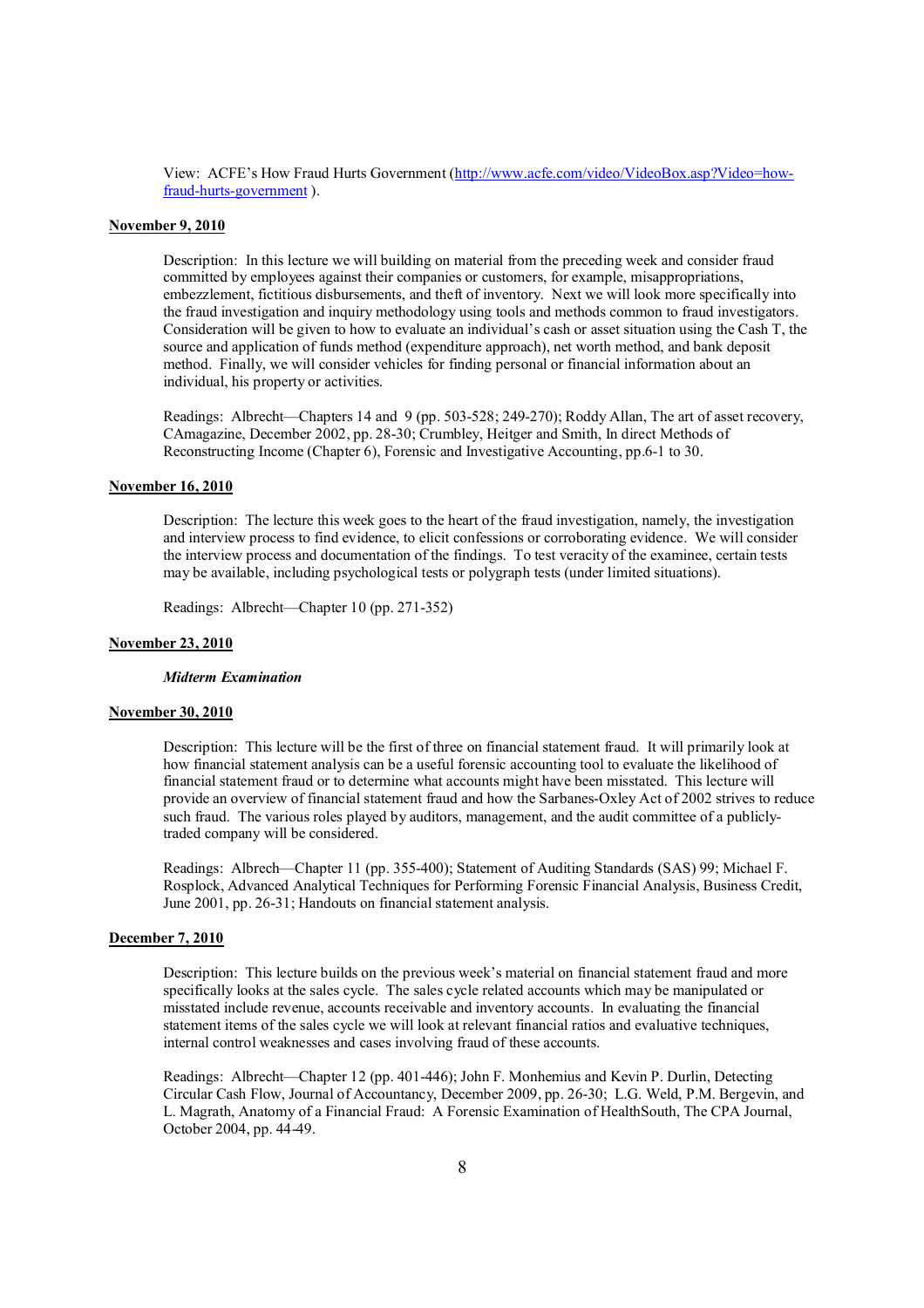View: ACFE's How Fraud Hurts Government (http://www.acfe.com/video/VideoBox.asp?Video=how-fraud-hurts-government ).

**November 9, 2010**

Description: In this lecture we will building on material from the preceding week and consider fraud committed by employees against their companies or customers, for example, misappropriations, embezzlement, fictitious disbursements, and theft of inventory. Next we will look more specifically into the fraud investigation and inquiry methodology using tools and methods common to fraud investigators. Consideration will be given to how to evaluate an individual's cash or asset situation using the Cash T, the source and application of funds method (expenditure approach), net worth method, and bank deposit method. Finally, we will consider vehicles for finding personal or financial information about an individual, his property or activities.

Readings: Albrecht—Chapters 14 and 9 (pp. 503-528; 249-270); Roddy Allan, The art of asset recovery, CAmagazine, December 2002, pp. 28-30; Crumbley, Heitger and Smith, In direct Methods of Reconstructing Income (Chapter 6), Forensic and Investigative Accounting, pp.6-1 to 30.

**November 16, 2010**

Description: The lecture this week goes to the heart of the fraud investigation, namely, the investigation and interview process to find evidence, to elicit confessions or corroborating evidence. We will consider the interview process and documentation of the findings. To test veracity of the examinee, certain tests may be available, including psychological tests or polygraph tests (under limited situations).

Readings: Albrecht—Chapter 10 (pp. 271-352)

**November 23, 2010**

***Midterm Examination***

**November 30, 2010**

Description: This lecture will be the first of three on financial statement fraud. It will primarily look at how financial statement analysis can be a useful forensic accounting tool to evaluate the likelihood of financial statement fraud or to determine what accounts might have been misstated. This lecture will provide an overview of financial statement fraud and how the Sarbanes-Oxley Act of 2002 strives to reduce such fraud. The various roles played by auditors, management, and the audit committee of a publicly-traded company will be considered.

Readings: Albrech—Chapter 11 (pp. 355-400); Statement of Auditing Standards (SAS) 99; Michael F. Rosplock, Advanced Analytical Techniques for Performing Forensic Financial Analysis, Business Credit, June 2001, pp. 26-31; Handouts on financial statement analysis.

**December 7, 2010**

Description: This lecture builds on the previous week's material on financial statement fraud and more specifically looks at the sales cycle. The sales cycle related accounts which may be manipulated or misstated include revenue, accounts receivable and inventory accounts. In evaluating the financial statement items of the sales cycle we will look at relevant financial ratios and evaluative techniques, internal control weaknesses and cases involving fraud of these accounts.

Readings: Albrecht—Chapter 12 (pp. 401-446); John F. Monhemius and Kevin P. Durlin, Detecting Circular Cash Flow, Journal of Accountancy, December 2009, pp. 26-30; L.G. Weld, P.M. Bergevin, and L. Magrath, Anatomy of a Financial Fraud: A Forensic Examination of HealthSouth, The CPA Journal, October 2004, pp. 44-49.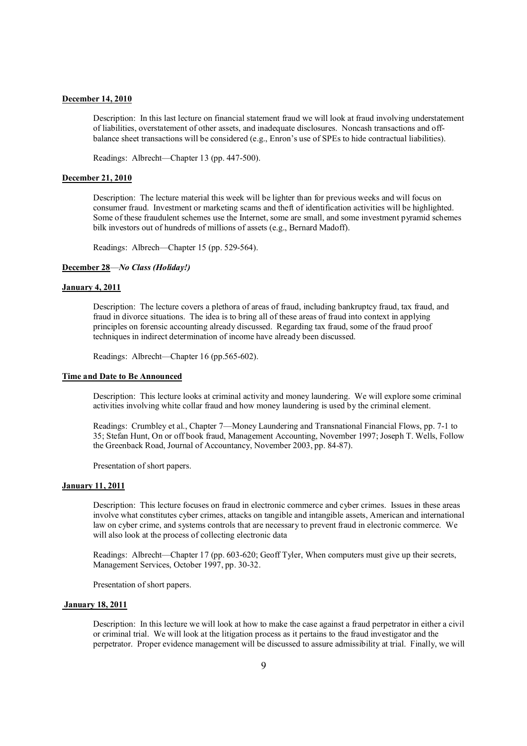**<u>December 14, 2010</u>**

Description: In this last lecture on financial statement fraud we will look at fraud involving understatement of liabilities, overstatement of other assets, and inadequate disclosures. Noncash transactions and off-balance sheet transactions will be considered (e.g., Enron's use of SPEs to hide contractual liabilities).

Readings: Albrecht—Chapter 13 (pp. 447-500).

**<u>December 21, 2010</u>**

Description: The lecture material this week will be lighter than for previous weeks and will focus on consumer fraud. Investment or marketing scams and theft of identification activities will be highlighted. Some of these fraudulent schemes use the Internet, some are small, and some investment pyramid schemes bilk investors out of hundreds of millions of assets (e.g., Bernard Madoff).

Readings: Albrech—Chapter 15 (pp. 529-564).

**<u>December 28</u>**—***No Class (Holiday!)***

**<u>January 4, 2011</u>**

Description: The lecture covers a plethora of areas of fraud, including bankruptcy fraud, tax fraud, and fraud in divorce situations. The idea is to bring all of these areas of fraud into context in applying principles on forensic accounting already discussed. Regarding tax fraud, some of the fraud proof techniques in indirect determination of income have already been discussed.

Readings: Albrecht—Chapter 16 (pp.565-602).

**<u>Time and Date to Be Announced</u>**

Description: This lecture looks at criminal activity and money laundering. We will explore some criminal activities involving white collar fraud and how money laundering is used by the criminal element.

Readings: Crumbley et al., Chapter 7—Money Laundering and Transnational Financial Flows, pp. 7-1 to 35; Stefan Hunt, On or off book fraud, Management Accounting, November 1997; Joseph T. Wells, Follow the Greenback Road, Journal of Accountancy, November 2003, pp. 84-87).

Presentation of short papers.

**<u>January 11, 2011</u>**

Description: This lecture focuses on fraud in electronic commerce and cyber crimes. Issues in these areas involve what constitutes cyber crimes, attacks on tangible and intangible assets, American and international law on cyber crime, and systems controls that are necessary to prevent fraud in electronic commerce. We will also look at the process of collecting electronic data

Readings: Albrecht—Chapter 17 (pp. 603-620; Geoff Tyler, When computers must give up their secrets, Management Services, October 1997, pp. 30-32.

Presentation of short papers.

**<u>January 18, 2011</u>**

Description: In this lecture we will look at how to make the case against a fraud perpetrator in either a civil or criminal trial. We will look at the litigation process as it pertains to the fraud investigator and the perpetrator. Proper evidence management will be discussed to assure admissibility at trial. Finally, we will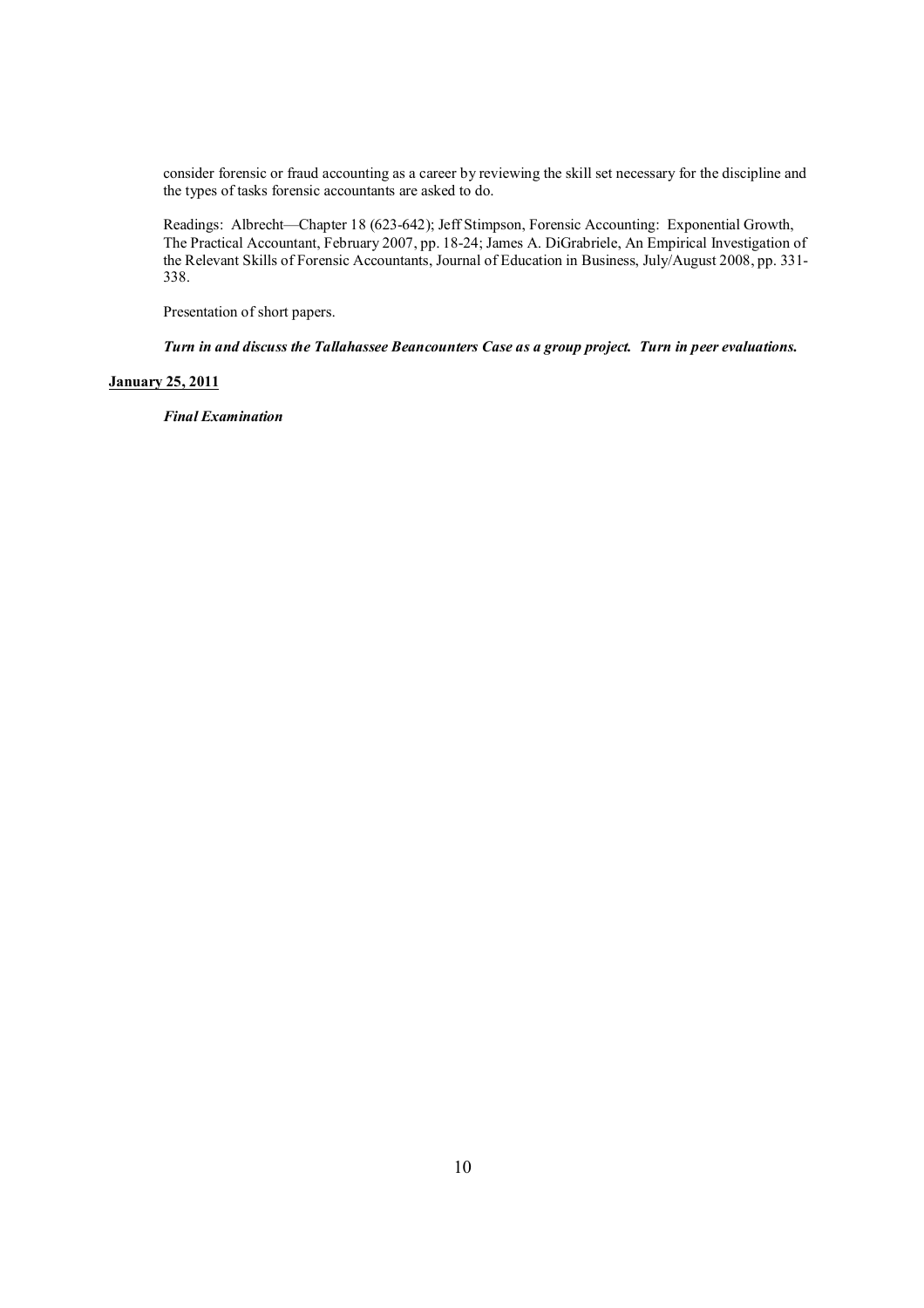consider forensic or fraud accounting as a career by reviewing the skill set necessary for the discipline and the types of tasks forensic accountants are asked to do.

Readings: Albrecht—Chapter 18 (623-642); Jeff Stimpson, Forensic Accounting: Exponential Growth, The Practical Accountant, February 2007, pp. 18-24; James A. DiGrabriele, An Empirical Investigation of the Relevant Skills of Forensic Accountants, Journal of Education in Business, July/August 2008, pp. 331-338.

Presentation of short papers.

***Turn in and discuss the Tallahassee Beancounters Case as a group project. Turn in peer evaluations.***

**January 25, 2011**

***Final Examination***